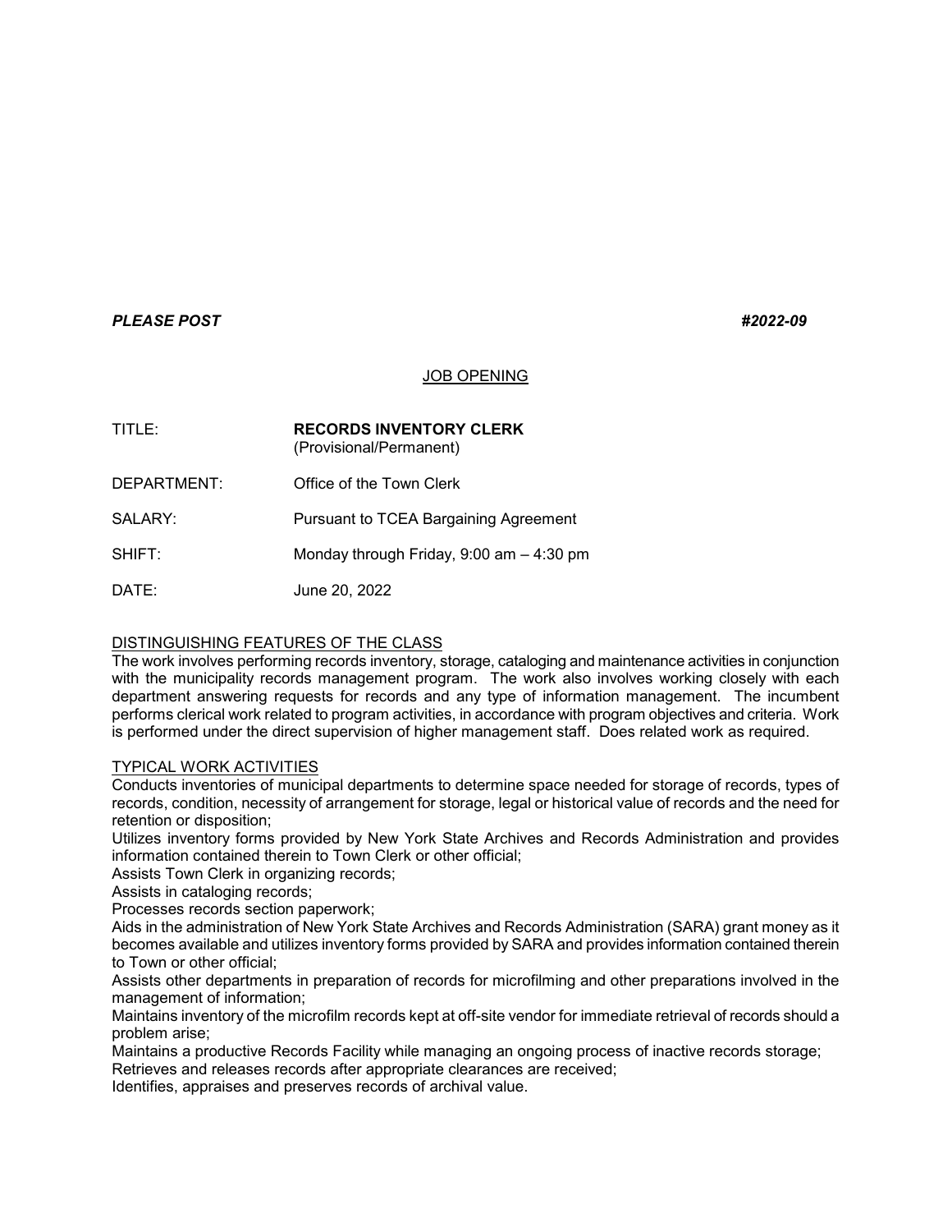***PLEASE POST*** ***#2022-09***

## <u>JOB OPENING</u>

| | |
|---|---|
| TITLE: | **RECORDS INVENTORY CLERK** (Provisional/Permanent) |
| DEPARTMENT: | Office of the Town Clerk |
| SALARY: | Pursuant to TCEA Bargaining Agreement |
| SHIFT: | Monday through Friday, 9:00 am – 4:30 pm |
| DATE: | June 20, 2022 |

### <u>DISTINGUISHING FEATURES OF THE CLASS</u>

The work involves performing records inventory, storage, cataloging and maintenance activities in conjunction with the municipality records management program. The work also involves working closely with each department answering requests for records and any type of information management. The incumbent performs clerical work related to program activities, in accordance with program objectives and criteria. Work is performed under the direct supervision of higher management staff. Does related work as required.

### <u>TYPICAL WORK ACTIVITIES</u>

Conducts inventories of municipal departments to determine space needed for storage of records, types of records, condition, necessity of arrangement for storage, legal or historical value of records and the need for retention or disposition;

Utilizes inventory forms provided by New York State Archives and Records Administration and provides information contained therein to Town Clerk or other official;

Assists Town Clerk in organizing records;

Assists in cataloging records;

Processes records section paperwork;

Aids in the administration of New York State Archives and Records Administration (SARA) grant money as it becomes available and utilizes inventory forms provided by SARA and provides information contained therein to Town or other official;

Assists other departments in preparation of records for microfilming and other preparations involved in the management of information;

Maintains inventory of the microfilm records kept at off-site vendor for immediate retrieval of records should a problem arise;

Maintains a productive Records Facility while managing an ongoing process of inactive records storage;

Retrieves and releases records after appropriate clearances are received;

Identifies, appraises and preserves records of archival value.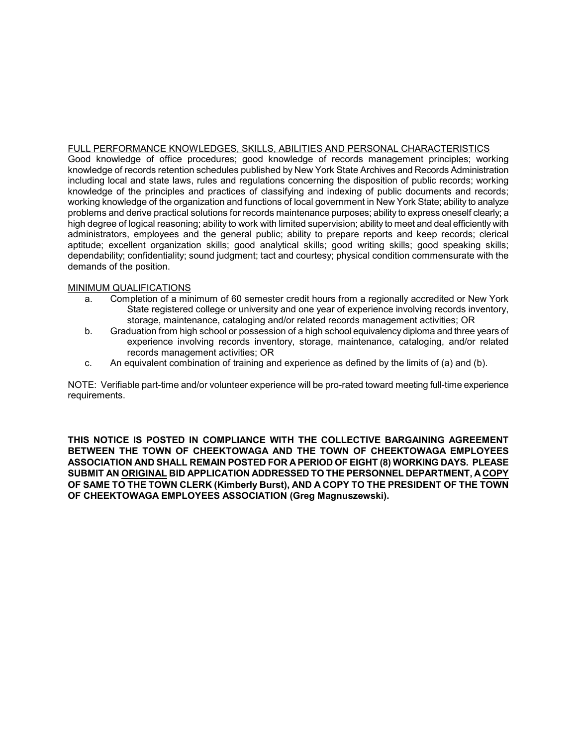FULL PERFORMANCE KNOWLEDGES, SKILLS, ABILITIES AND PERSONAL CHARACTERISTICS

Good knowledge of office procedures; good knowledge of records management principles; working knowledge of records retention schedules published by New York State Archives and Records Administration including local and state laws, rules and regulations concerning the disposition of public records; working knowledge of the principles and practices of classifying and indexing of public documents and records; working knowledge of the organization and functions of local government in New York State; ability to analyze problems and derive practical solutions for records maintenance purposes; ability to express oneself clearly; a high degree of logical reasoning; ability to work with limited supervision; ability to meet and deal efficiently with administrators, employees and the general public; ability to prepare reports and keep records; clerical aptitude; excellent organization skills; good analytical skills; good writing skills; good speaking skills; dependability; confidentiality; sound judgment; tact and courtesy; physical condition commensurate with the demands of the position.

MINIMUM QUALIFICATIONS

a. Completion of a minimum of 60 semester credit hours from a regionally accredited or New York State registered college or university and one year of experience involving records inventory, storage, maintenance, cataloging and/or related records management activities; OR

b. Graduation from high school or possession of a high school equivalency diploma and three years of experience involving records inventory, storage, maintenance, cataloging, and/or related records management activities; OR

c. An equivalent combination of training and experience as defined by the limits of (a) and (b).

NOTE: Verifiable part-time and/or volunteer experience will be pro-rated toward meeting full-time experience requirements.

**THIS NOTICE IS POSTED IN COMPLIANCE WITH THE COLLECTIVE BARGAINING AGREEMENT BETWEEN THE TOWN OF CHEEKTOWAGA AND THE TOWN OF CHEEKTOWAGA EMPLOYEES ASSOCIATION AND SHALL REMAIN POSTED FOR A PERIOD OF EIGHT (8) WORKING DAYS. PLEASE SUBMIT AN ORIGINAL BID APPLICATION ADDRESSED TO THE PERSONNEL DEPARTMENT, A COPY OF SAME TO THE TOWN CLERK (Kimberly Burst), AND A COPY TO THE PRESIDENT OF THE TOWN OF CHEEKTOWAGA EMPLOYEES ASSOCIATION (Greg Magnuszewski).**